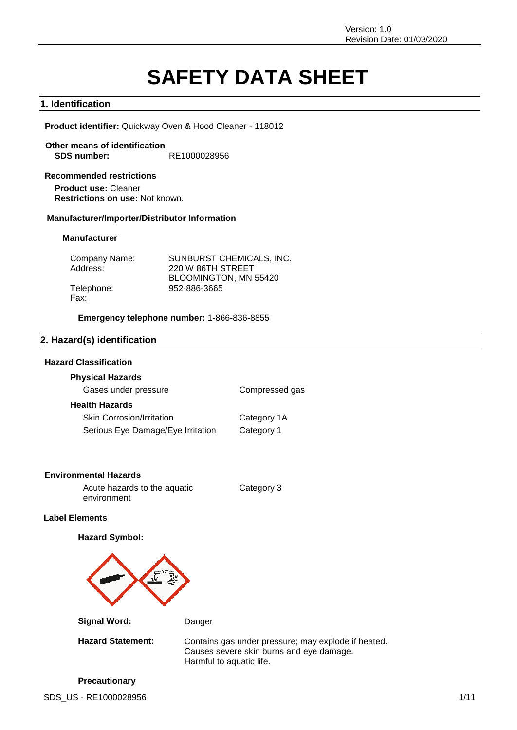Version: 1.0
Revision Date: 01/03/2020

# SAFETY DATA SHEET

## 1. Identification

**Product identifier:** Quickway Oven & Hood Cleaner - 118012

**Other means of identification**
**SDS number:** RE1000028956

**Recommended restrictions**
**Product use:** Cleaner
**Restrictions on use:** Not known.

**Manufacturer/Importer/Distributor Information**

**Manufacturer**

| | |
|---|---|
| Company Name: | SUNBURST CHEMICALS, INC. |
| Address: | 220 W 86TH STREET<br>BLOOMINGTON, MN 55420 |
| Telephone: | 952-886-3665 |
| Fax: | |

**Emergency telephone number:** 1-866-836-8855

## 2. Hazard(s) identification

**Hazard Classification**

**Physical Hazards**

| | |
|---|---|
| Gases under pressure | Compressed gas |

**Health Hazards**

| | |
|---|---|
| Skin Corrosion/Irritation | Category 1A |
| Serious Eye Damage/Eye Irritation | Category 1 |

**Environmental Hazards**

| | |
|---|---|
| Acute hazards to the aquatic environment | Category 3 |

**Label Elements**

**Hazard Symbol:**

**Signal Word:** Danger

**Hazard Statement:** Contains gas under pressure; may explode if heated.
Causes severe skin burns and eye damage.
Harmful to aquatic life.

**Precautionary**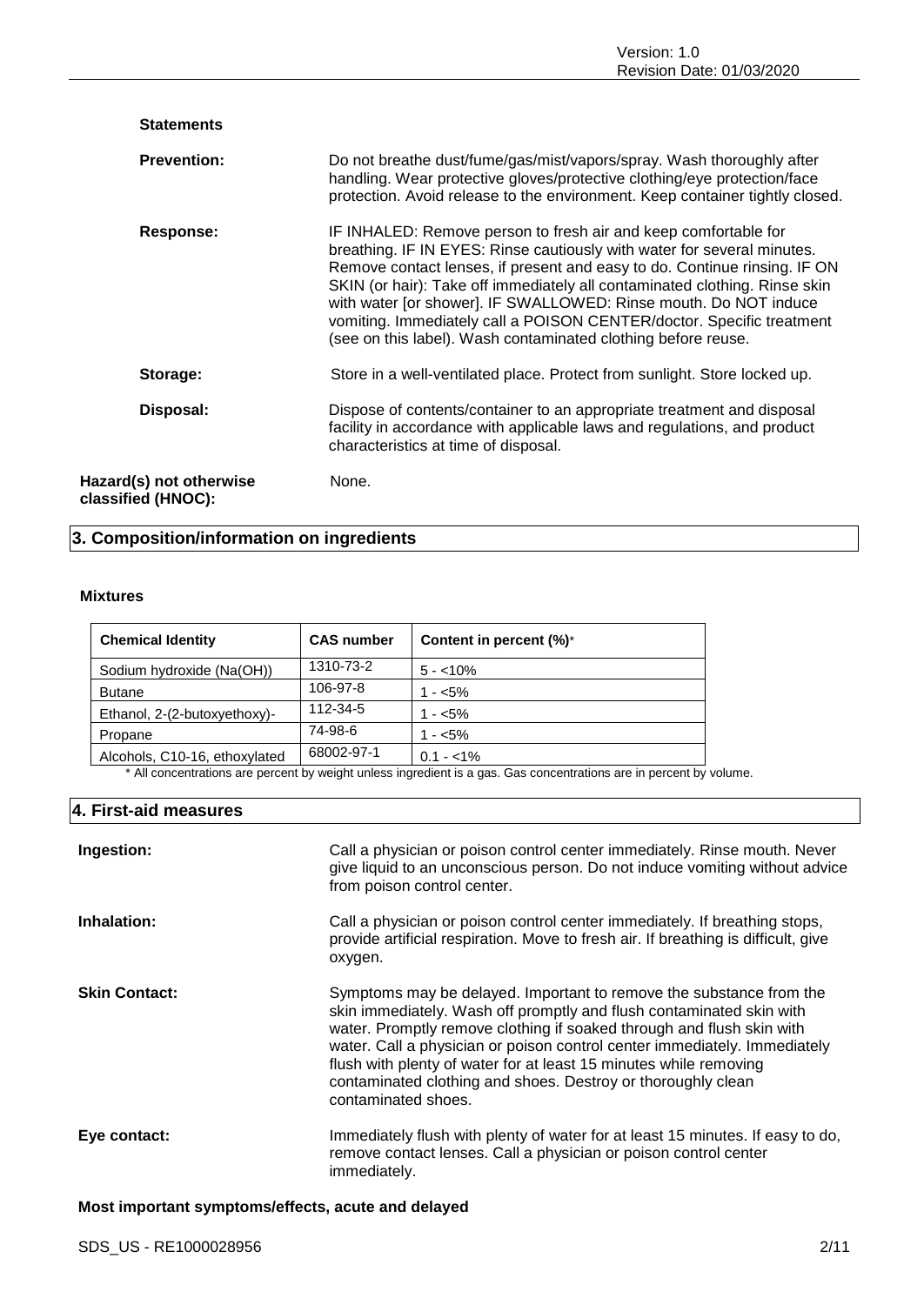**Statements**

**Prevention:** Do not breathe dust/fume/gas/mist/vapors/spray. Wash thoroughly after handling. Wear protective gloves/protective clothing/eye protection/face protection. Avoid release to the environment. Keep container tightly closed.

**Response:** IF INHALED: Remove person to fresh air and keep comfortable for breathing. IF IN EYES: Rinse cautiously with water for several minutes. Remove contact lenses, if present and easy to do. Continue rinsing. IF ON SKIN (or hair): Take off immediately all contaminated clothing. Rinse skin with water [or shower]. IF SWALLOWED: Rinse mouth. Do NOT induce vomiting. Immediately call a POISON CENTER/doctor. Specific treatment (see on this label). Wash contaminated clothing before reuse.

**Storage:** Store in a well-ventilated place. Protect from sunlight. Store locked up.

**Disposal:** Dispose of contents/container to an appropriate treatment and disposal facility in accordance with applicable laws and regulations, and product characteristics at time of disposal.

**Hazard(s) not otherwise classified (HNOC):** None.

## 3. Composition/information on ingredients

**Mixtures**

| Chemical Identity | CAS number | Content in percent (%)* |
|---|---|---|
| Sodium hydroxide (Na(OH)) | 1310-73-2 | 5 - <10% |
| Butane | 106-97-8 | 1 - <5% |
| Ethanol, 2-(2-butoxyethoxy)- | 112-34-5 | 1 - <5% |
| Propane | 74-98-6 | 1 - <5% |
| Alcohols, C10-16, ethoxylated | 68002-97-1 | 0.1 - <1% |

\* All concentrations are percent by weight unless ingredient is a gas. Gas concentrations are in percent by volume.

## 4. First-aid measures

**Ingestion:** Call a physician or poison control center immediately. Rinse mouth. Never give liquid to an unconscious person. Do not induce vomiting without advice from poison control center.

**Inhalation:** Call a physician or poison control center immediately. If breathing stops, provide artificial respiration. Move to fresh air. If breathing is difficult, give oxygen.

**Skin Contact:** Symptoms may be delayed. Important to remove the substance from the skin immediately. Wash off promptly and flush contaminated skin with water. Promptly remove clothing if soaked through and flush skin with water. Call a physician or poison control center immediately. Immediately flush with plenty of water for at least 15 minutes while removing contaminated clothing and shoes. Destroy or thoroughly clean contaminated shoes.

**Eye contact:** Immediately flush with plenty of water for at least 15 minutes. If easy to do, remove contact lenses. Call a physician or poison control center immediately.

**Most important symptoms/effects, acute and delayed**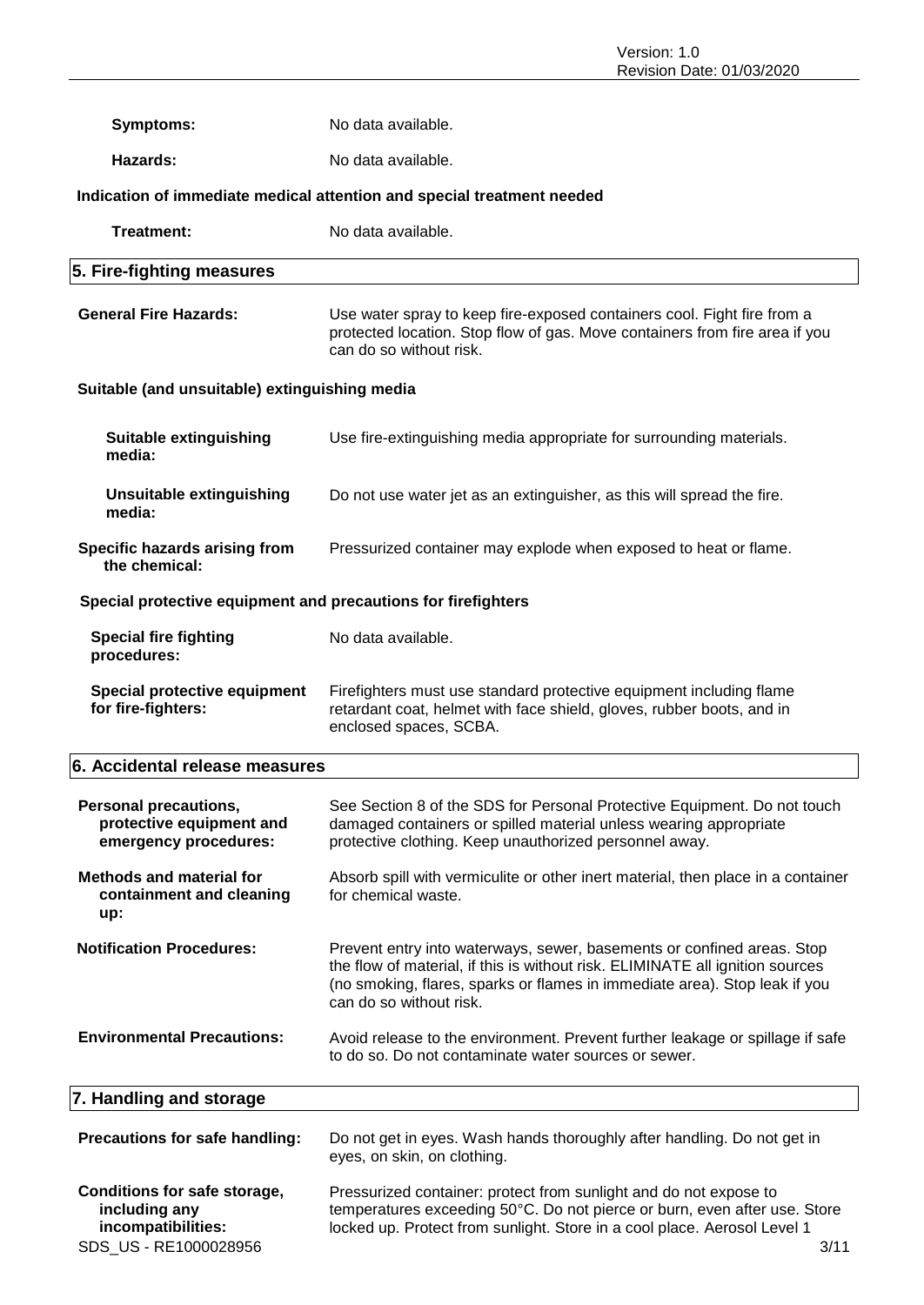**Symptoms:** No data available.

**Hazards:** No data available.

**Indication of immediate medical attention and special treatment needed**

**Treatment:** No data available.

## 5. Fire-fighting measures

**General Fire Hazards:** Use water spray to keep fire-exposed containers cool. Fight fire from a protected location. Stop flow of gas. Move containers from fire area if you can do so without risk.

**Suitable (and unsuitable) extinguishing media**

**Suitable extinguishing media:** Use fire-extinguishing media appropriate for surrounding materials.

**Unsuitable extinguishing media:** Do not use water jet as an extinguisher, as this will spread the fire.

**Specific hazards arising from the chemical:** Pressurized container may explode when exposed to heat or flame.

**Special protective equipment and precautions for firefighters**

**Special fire fighting procedures:** No data available.

**Special protective equipment for fire-fighters:** Firefighters must use standard protective equipment including flame retardant coat, helmet with face shield, gloves, rubber boots, and in enclosed spaces, SCBA.

## 6. Accidental release measures

**Personal precautions, protective equipment and emergency procedures:** See Section 8 of the SDS for Personal Protective Equipment. Do not touch damaged containers or spilled material unless wearing appropriate protective clothing. Keep unauthorized personnel away.

**Methods and material for containment and cleaning up:** Absorb spill with vermiculite or other inert material, then place in a container for chemical waste.

**Notification Procedures:** Prevent entry into waterways, sewer, basements or confined areas. Stop the flow of material, if this is without risk. ELIMINATE all ignition sources (no smoking, flares, sparks or flames in immediate area). Stop leak if you can do so without risk.

**Environmental Precautions:** Avoid release to the environment. Prevent further leakage or spillage if safe to do so. Do not contaminate water sources or sewer.

## 7. Handling and storage

**Precautions for safe handling:** Do not get in eyes. Wash hands thoroughly after handling. Do not get in eyes, on skin, on clothing.

**Conditions for safe storage, including any incompatibilities:** Pressurized container: protect from sunlight and do not expose to temperatures exceeding 50°C. Do not pierce or burn, even after use. Store locked up. Protect from sunlight. Store in a cool place. Aerosol Level 1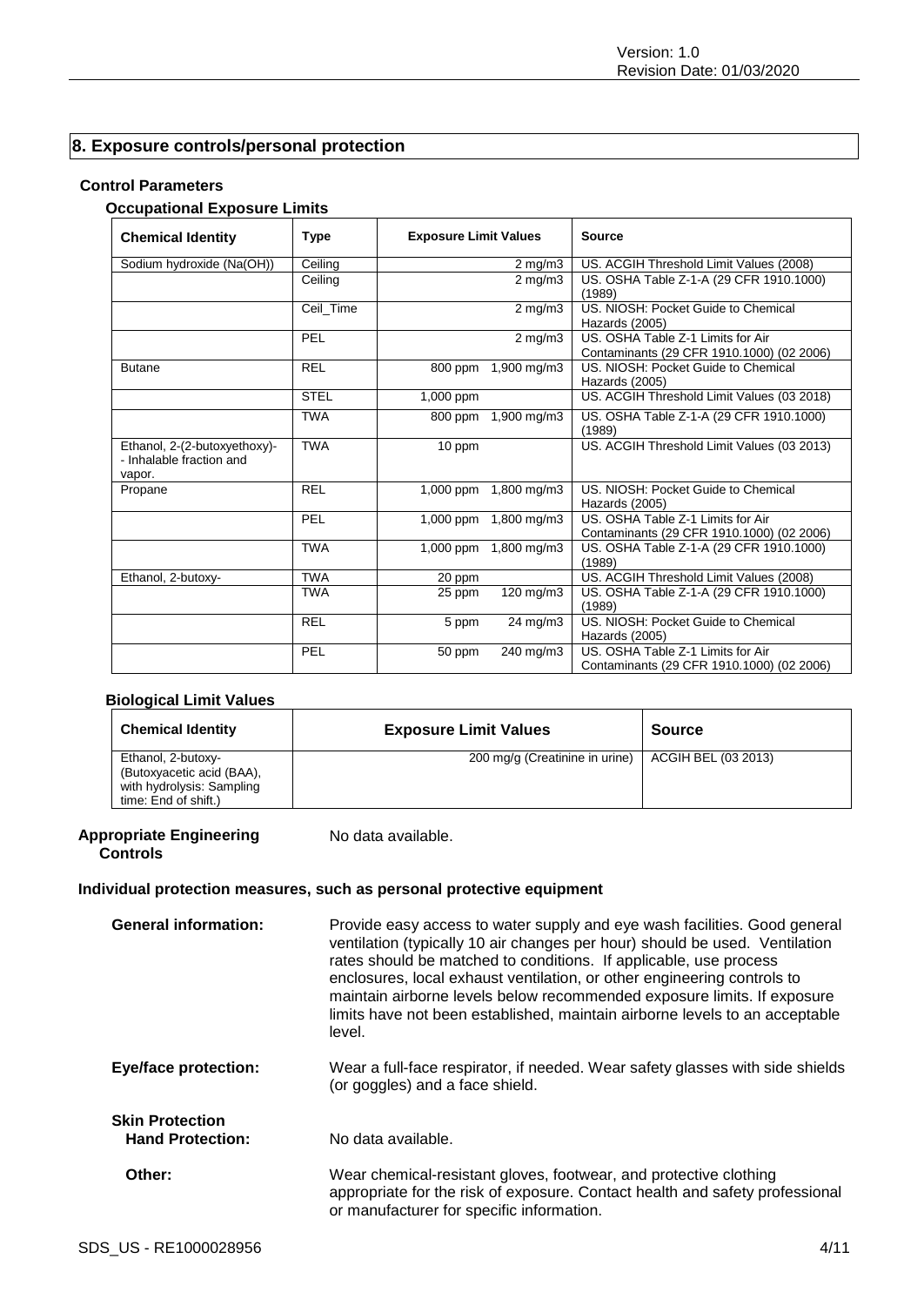## 8. Exposure controls/personal protection

### Control Parameters

#### Occupational Exposure Limits

| Chemical Identity | Type | Exposure Limit Values | | Source |
|---|---|---|---|---|
| Sodium hydroxide (Na(OH)) | Ceiling | | 2 mg/m3 | US. ACGIH Threshold Limit Values (2008) |
| | Ceiling | | 2 mg/m3 | US. OSHA Table Z-1-A (29 CFR 1910.1000) (1989) |
| | Ceil_Time | | 2 mg/m3 | US. NIOSH: Pocket Guide to Chemical Hazards (2005) |
| | PEL | | 2 mg/m3 | US. OSHA Table Z-1 Limits for Air Contaminants (29 CFR 1910.1000) (02 2006) |
| Butane | REL | 800 ppm | 1,900 mg/m3 | US. NIOSH: Pocket Guide to Chemical Hazards (2005) |
| | STEL | 1,000 ppm | | US. ACGIH Threshold Limit Values (03 2018) |
| | TWA | 800 ppm | 1,900 mg/m3 | US. OSHA Table Z-1-A (29 CFR 1910.1000) (1989) |
| Ethanol, 2-(2-butoxyethoxy)- - Inhalable fraction and vapor. | TWA | 10 ppm | | US. ACGIH Threshold Limit Values (03 2013) |
| Propane | REL | 1,000 ppm | 1,800 mg/m3 | US. NIOSH: Pocket Guide to Chemical Hazards (2005) |
| | PEL | 1,000 ppm | 1,800 mg/m3 | US. OSHA Table Z-1 Limits for Air Contaminants (29 CFR 1910.1000) (02 2006) |
| | TWA | 1,000 ppm | 1,800 mg/m3 | US. OSHA Table Z-1-A (29 CFR 1910.1000) (1989) |
| Ethanol, 2-butoxy- | TWA | 20 ppm | | US. ACGIH Threshold Limit Values (2008) |
| | TWA | 25 ppm | 120 mg/m3 | US. OSHA Table Z-1-A (29 CFR 1910.1000) (1989) |
| | REL | 5 ppm | 24 mg/m3 | US. NIOSH: Pocket Guide to Chemical Hazards (2005) |
| | PEL | 50 ppm | 240 mg/m3 | US. OSHA Table Z-1 Limits for Air Contaminants (29 CFR 1910.1000) (02 2006) |

#### Biological Limit Values

| Chemical Identity | Exposure Limit Values | Source |
|---|---|---|
| Ethanol, 2-butoxy- (Butoxyacetic acid (BAA), with hydrolysis: Sampling time: End of shift.) | 200 mg/g (Creatinine in urine) | ACGIH BEL (03 2013) |

**Appropriate Engineering Controls**: No data available.

### Individual protection measures, such as personal protective equipment

**General information:** Provide easy access to water supply and eye wash facilities. Good general ventilation (typically 10 air changes per hour) should be used. Ventilation rates should be matched to conditions. If applicable, use process enclosures, local exhaust ventilation, or other engineering controls to maintain airborne levels below recommended exposure limits. If exposure limits have not been established, maintain airborne levels to an acceptable level.

**Eye/face protection:** Wear a full-face respirator, if needed. Wear safety glasses with side shields (or goggles) and a face shield.

**Skin Protection**

**Hand Protection:** No data available.

**Other:** Wear chemical-resistant gloves, footwear, and protective clothing appropriate for the risk of exposure. Contact health and safety professional or manufacturer for specific information.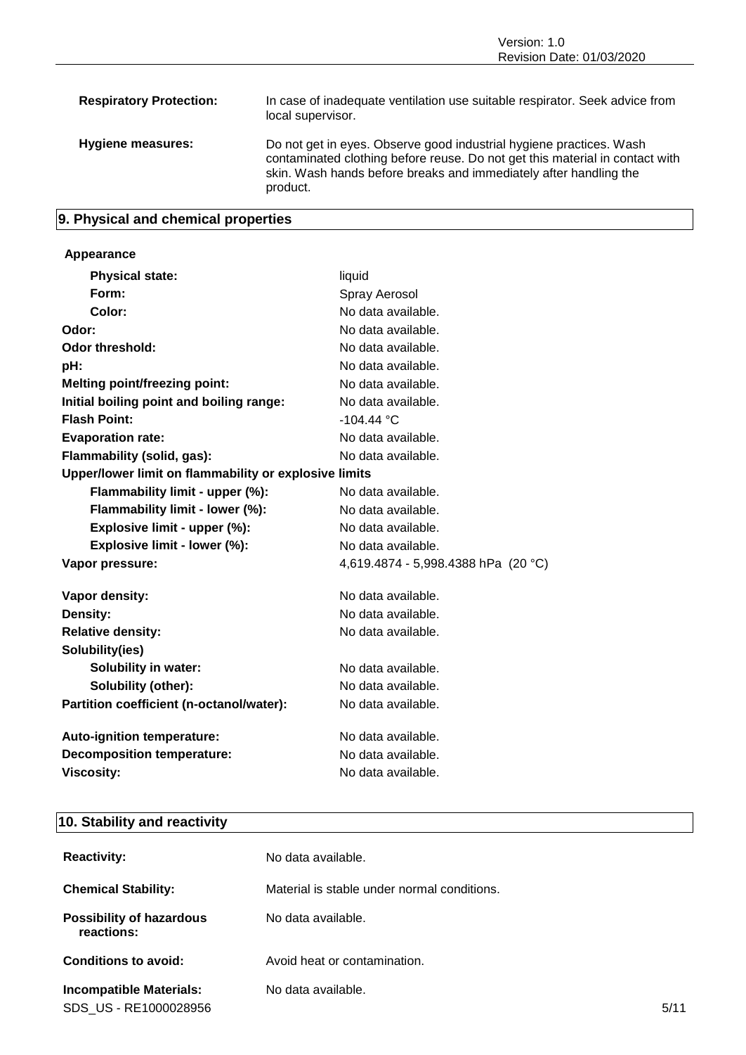| | |
|---|---|
| **Respiratory Protection:** | In case of inadequate ventilation use suitable respirator. Seek advice from local supervisor. |
| **Hygiene measures:** | Do not get in eyes. Observe good industrial hygiene practices. Wash contaminated clothing before reuse. Do not get this material in contact with skin. Wash hands before breaks and immediately after handling the product. |

## 9. Physical and chemical properties

**Appearance**

| | |
|---|---|
| **Physical state:** | liquid |
| **Form:** | Spray Aerosol |
| **Color:** | No data available. |
| **Odor:** | No data available. |
| **Odor threshold:** | No data available. |
| **pH:** | No data available. |
| **Melting point/freezing point:** | No data available. |
| **Initial boiling point and boiling range:** | No data available. |
| **Flash Point:** | -104.44 °C |
| **Evaporation rate:** | No data available. |
| **Flammability (solid, gas):** | No data available. |
| **Upper/lower limit on flammability or explosive limits** | |
| **Flammability limit - upper (%):** | No data available. |
| **Flammability limit - lower (%):** | No data available. |
| **Explosive limit - upper (%):** | No data available. |
| **Explosive limit - lower (%):** | No data available. |
| **Vapor pressure:** | 4,619.4874 - 5,998.4388 hPa (20 °C) |
| **Vapor density:** | No data available. |
| **Density:** | No data available. |
| **Relative density:** | No data available. |
| **Solubility(ies)** | |
| **Solubility in water:** | No data available. |
| **Solubility (other):** | No data available. |
| **Partition coefficient (n-octanol/water):** | No data available. |
| **Auto-ignition temperature:** | No data available. |
| **Decomposition temperature:** | No data available. |
| **Viscosity:** | No data available. |

## 10. Stability and reactivity

| | |
|---|---|
| **Reactivity:** | No data available. |
| **Chemical Stability:** | Material is stable under normal conditions. |
| **Possibility of hazardous reactions:** | No data available. |
| **Conditions to avoid:** | Avoid heat or contamination. |
| **Incompatible Materials:** | No data available. |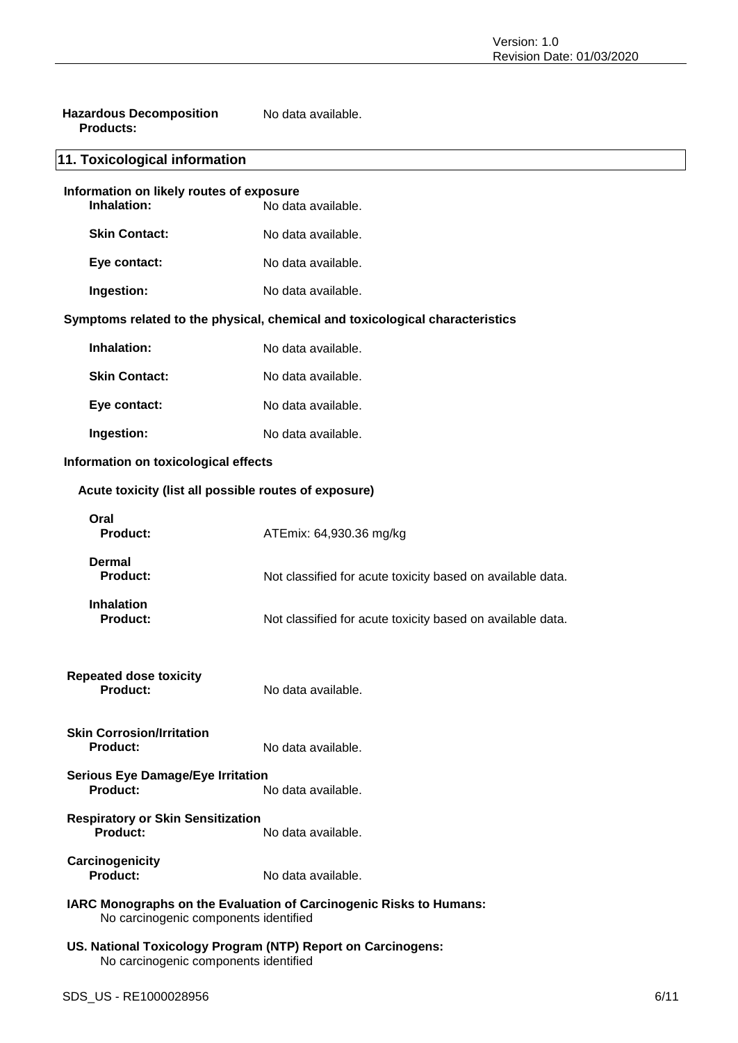**Hazardous Decomposition Products:** No data available.

## 11. Toxicological information

**Information on likely routes of exposure**

**Inhalation:** No data available.

**Skin Contact:** No data available.

**Eye contact:** No data available.

**Ingestion:** No data available.

**Symptoms related to the physical, chemical and toxicological characteristics**

**Inhalation:** No data available.

**Skin Contact:** No data available.

**Eye contact:** No data available.

**Ingestion:** No data available.

**Information on toxicological effects**

**Acute toxicity (list all possible routes of exposure)**

**Oral**
**Product:** ATEmix: 64,930.36 mg/kg

**Dermal**
**Product:** Not classified for acute toxicity based on available data.

**Inhalation**
**Product:** Not classified for acute toxicity based on available data.

**Repeated dose toxicity**
**Product:** No data available.

**Skin Corrosion/Irritation**
**Product:** No data available.

**Serious Eye Damage/Eye Irritation**
**Product:** No data available.

**Respiratory or Skin Sensitization**
**Product:** No data available.

**Carcinogenicity**
**Product:** No data available.

**IARC Monographs on the Evaluation of Carcinogenic Risks to Humans:**
No carcinogenic components identified

**US. National Toxicology Program (NTP) Report on Carcinogens:**
No carcinogenic components identified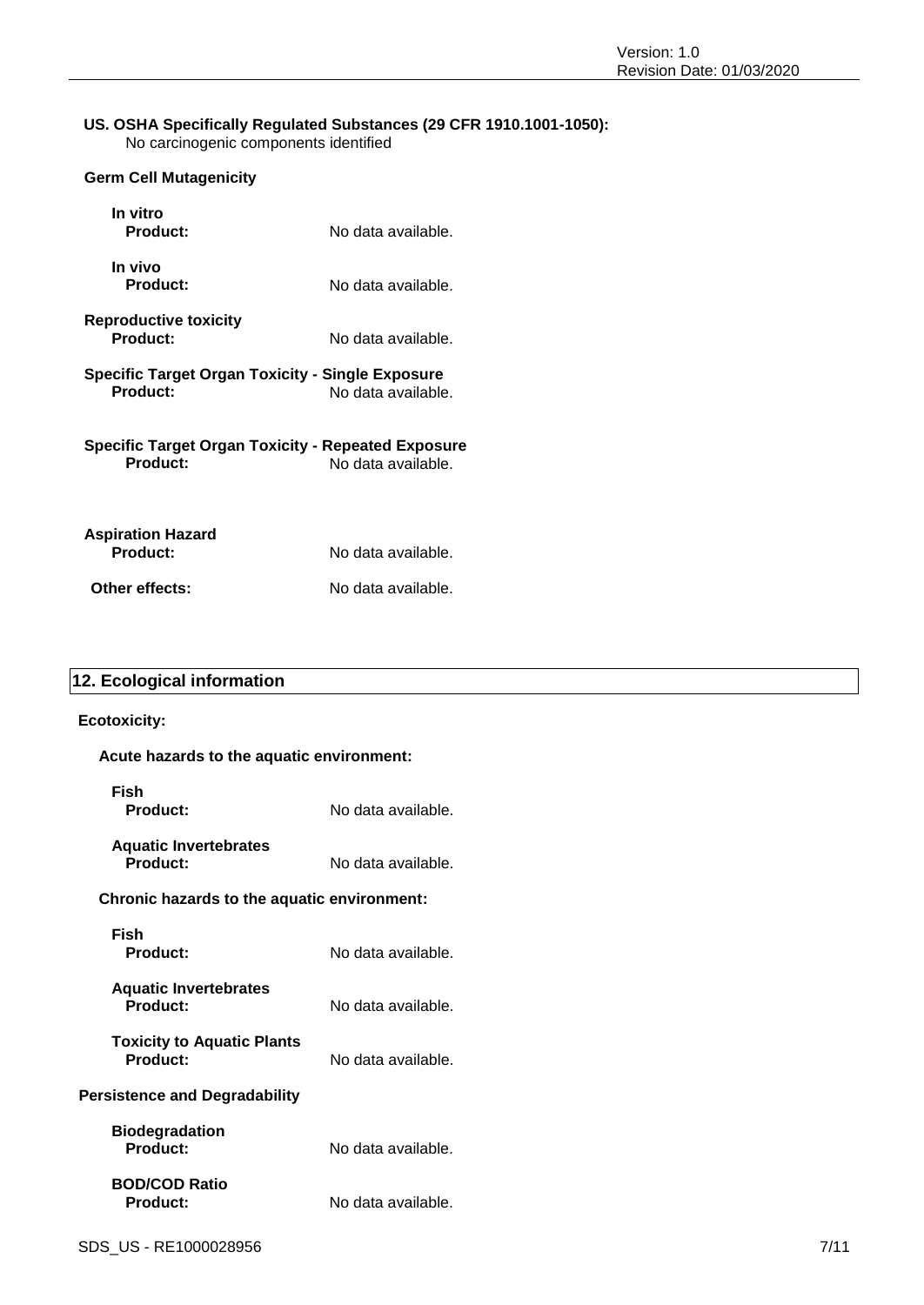**US. OSHA Specifically Regulated Substances (29 CFR 1910.1001-1050):**
No carcinogenic components identified

**Germ Cell Mutagenicity**

**In vitro**
**Product:** No data available.

**In vivo**
**Product:** No data available.

**Reproductive toxicity**
**Product:** No data available.

**Specific Target Organ Toxicity - Single Exposure**
**Product:** No data available.

**Specific Target Organ Toxicity - Repeated Exposure**
**Product:** No data available.

**Aspiration Hazard**
**Product:** No data available.

**Other effects:** No data available.

## 12. Ecological information

**Ecotoxicity:**

**Acute hazards to the aquatic environment:**

**Fish**
**Product:** No data available.

**Aquatic Invertebrates**
**Product:** No data available.

**Chronic hazards to the aquatic environment:**

**Fish**
**Product:** No data available.

**Aquatic Invertebrates**
**Product:** No data available.

**Toxicity to Aquatic Plants**
**Product:** No data available.

**Persistence and Degradability**

**Biodegradation**
**Product:** No data available.

**BOD/COD Ratio**
**Product:** No data available.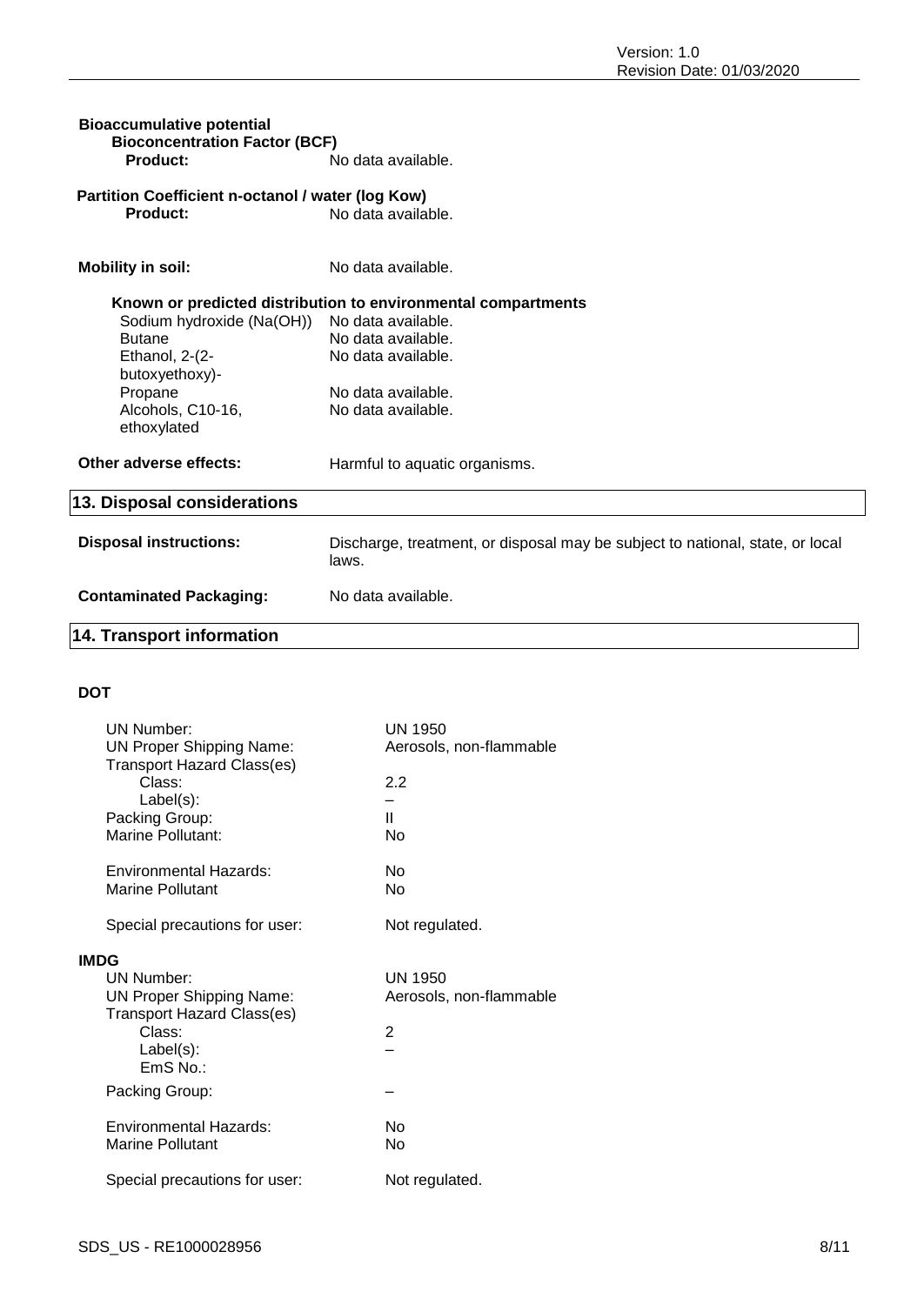**Bioaccumulative potential**

**Bioconcentration Factor (BCF)**

| | |
|---|---|
| **Product:** | No data available. |

**Partition Coefficient n-octanol / water (log Kow)**

| | |
|---|---|
| **Product:** | No data available. |

| | |
|---|---|
| **Mobility in soil:** | No data available. |

**Known or predicted distribution to environmental compartments**

| | |
|---|---|
| Sodium hydroxide (Na(OH)) | No data available. |
| Butane | No data available. |
| Ethanol, 2-(2-butoxyethoxy)- | No data available. |
| Propane | No data available. |
| Alcohols, C10-16, ethoxylated | No data available. |

| | |
|---|---|
| **Other adverse effects:** | Harmful to aquatic organisms. |

## 13. Disposal considerations

| | |
|---|---|
| **Disposal instructions:** | Discharge, treatment, or disposal may be subject to national, state, or local laws. |
| **Contaminated Packaging:** | No data available. |

## 14. Transport information

**DOT**

| | |
|---|---|
| UN Number: | UN 1950 |
| UN Proper Shipping Name: | Aerosols, non-flammable |
| Transport Hazard Class(es) | |
| Class: | 2.2 |
| Label(s): | – |
| Packing Group: | II |
| Marine Pollutant: | No |
| Environmental Hazards: | No |
| Marine Pollutant | No |
| Special precautions for user: | Not regulated. |

**IMDG**

| | |
|---|---|
| UN Number: | UN 1950 |
| UN Proper Shipping Name: | Aerosols, non-flammable |
| Transport Hazard Class(es) | |
| Class: | 2 |
| Label(s): | – |
| EmS No.: | |
| Packing Group: | – |
| Environmental Hazards: | No |
| Marine Pollutant | No |
| Special precautions for user: | Not regulated. |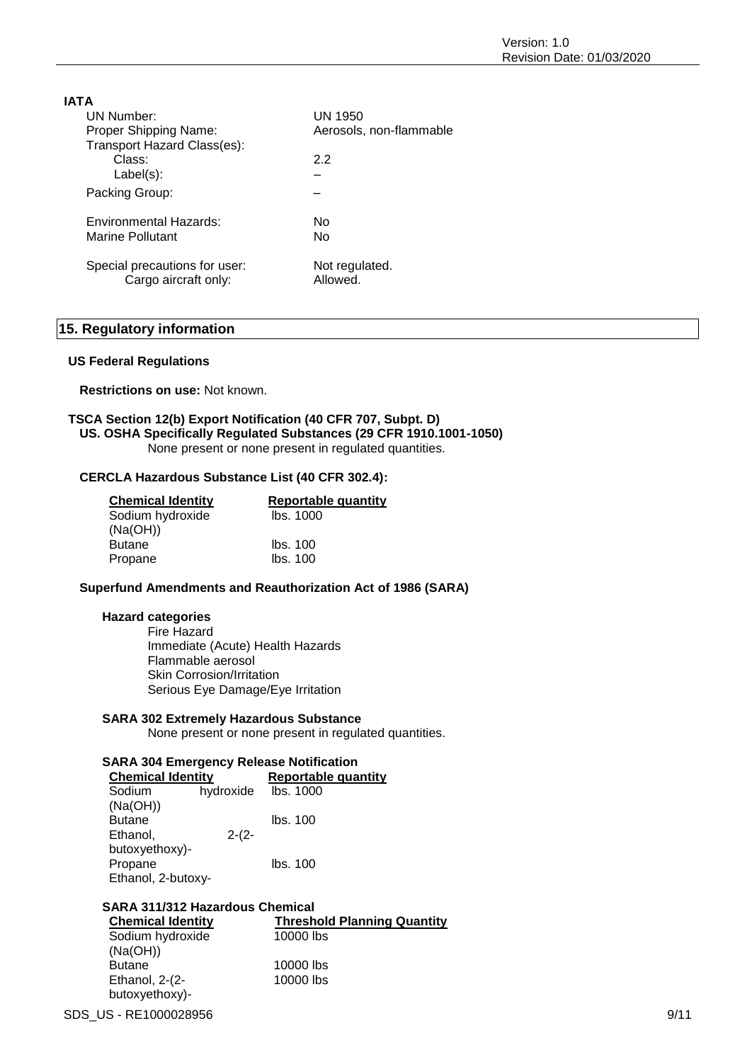**IATA**

| | |
|---|---|
| UN Number: | UN 1950 |
| Proper Shipping Name: | Aerosols, non-flammable |
| Transport Hazard Class(es): | |
| Class: | 2.2 |
| Label(s): | – |
| Packing Group: | – |
| Environmental Hazards: | No |
| Marine Pollutant | No |
| Special precautions for user: | Not regulated. |
| Cargo aircraft only: | Allowed. |

## 15. Regulatory information

### US Federal Regulations

**Restrictions on use:** Not known.

**TSCA Section 12(b) Export Notification (40 CFR 707, Subpt. D)**
**US. OSHA Specifically Regulated Substances (29 CFR 1910.1001-1050)**
None present or none present in regulated quantities.

**CERCLA Hazardous Substance List (40 CFR 302.4):**

| Chemical Identity | Reportable quantity |
|---|---|
| Sodium hydroxide (Na(OH)) | lbs. 1000 |
| Butane | lbs. 100 |
| Propane | lbs. 100 |

**Superfund Amendments and Reauthorization Act of 1986 (SARA)**

**Hazard categories**
- Fire Hazard
- Immediate (Acute) Health Hazards
- Flammable aerosol
- Skin Corrosion/Irritation
- Serious Eye Damage/Eye Irritation

**SARA 302 Extremely Hazardous Substance**
None present or none present in regulated quantities.

**SARA 304 Emergency Release Notification**

| Chemical Identity | Reportable quantity |
|---|---|
| Sodium hydroxide (Na(OH)) | lbs. 1000 |
| Butane | lbs. 100 |
| Ethanol, 2-(2-butoxyethoxy)- | |
| Propane | lbs. 100 |
| Ethanol, 2-butoxy- | |

**SARA 311/312 Hazardous Chemical**

| Chemical Identity | Threshold Planning Quantity |
|---|---|
| Sodium hydroxide (Na(OH)) | 10000 lbs |
| Butane | 10000 lbs |
| Ethanol, 2-(2-butoxyethoxy)- | 10000 lbs |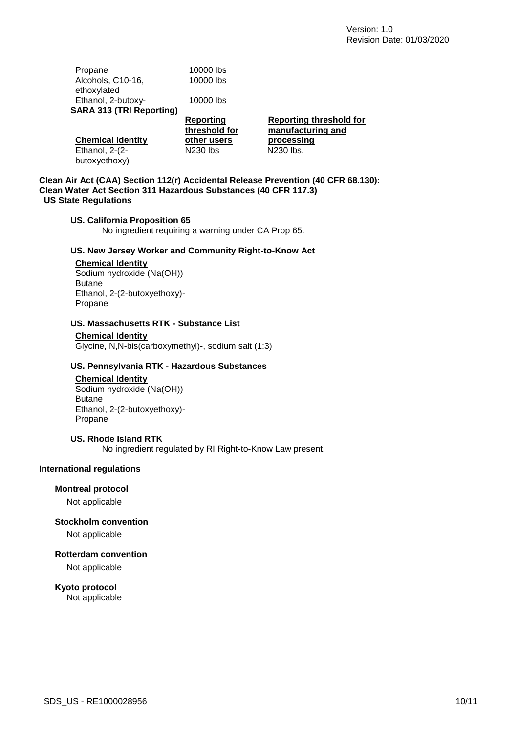| | |
|---|---|
| Propane | 10000 lbs |
| Alcohols, C10-16, ethoxylated | 10000 lbs |
| Ethanol, 2-butoxy- | 10000 lbs |

**SARA 313 (TRI Reporting)**

| Chemical Identity | Reporting threshold for other users | Reporting threshold for manufacturing and processing |
|---|---|---|
| Ethanol, 2-(2-butoxyethoxy)- | N230 lbs | N230 lbs. |

**Clean Air Act (CAA) Section 112(r) Accidental Release Prevention (40 CFR 68.130):**

**Clean Water Act Section 311 Hazardous Substances (40 CFR 117.3)**

**US State Regulations**

**US. California Proposition 65**

No ingredient requiring a warning under CA Prop 65.

**US. New Jersey Worker and Community Right-to-Know Act**

| Chemical Identity |
|---|
| Sodium hydroxide (Na(OH)) |
| Butane |
| Ethanol, 2-(2-butoxyethoxy)- |
| Propane |

**US. Massachusetts RTK - Substance List**

| Chemical Identity |
|---|
| Glycine, N,N-bis(carboxymethyl)-, sodium salt (1:3) |

**US. Pennsylvania RTK - Hazardous Substances**

| Chemical Identity |
|---|
| Sodium hydroxide (Na(OH)) |
| Butane |
| Ethanol, 2-(2-butoxyethoxy)- |
| Propane |

**US. Rhode Island RTK**

No ingredient regulated by RI Right-to-Know Law present.

**International regulations**

**Montreal protocol**

Not applicable

**Stockholm convention**

Not applicable

**Rotterdam convention**

Not applicable

**Kyoto protocol**

Not applicable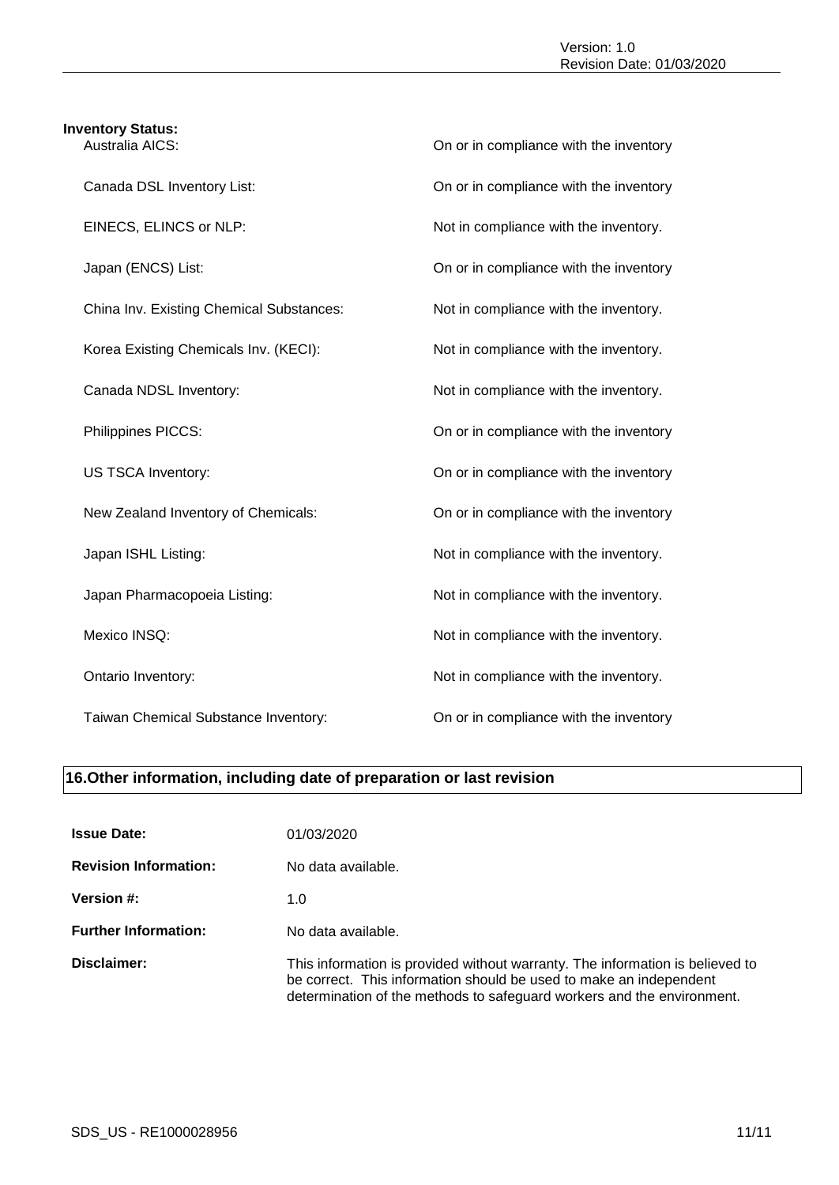**Inventory Status:**

| | |
|---|---|
| Australia AICS: | On or in compliance with the inventory |
| Canada DSL Inventory List: | On or in compliance with the inventory |
| EINECS, ELINCS or NLP: | Not in compliance with the inventory. |
| Japan (ENCS) List: | On or in compliance with the inventory |
| China Inv. Existing Chemical Substances: | Not in compliance with the inventory. |
| Korea Existing Chemicals Inv. (KECI): | Not in compliance with the inventory. |
| Canada NDSL Inventory: | Not in compliance with the inventory. |
| Philippines PICCS: | On or in compliance with the inventory |
| US TSCA Inventory: | On or in compliance with the inventory |
| New Zealand Inventory of Chemicals: | On or in compliance with the inventory |
| Japan ISHL Listing: | Not in compliance with the inventory. |
| Japan Pharmacopoeia Listing: | Not in compliance with the inventory. |
| Mexico INSQ: | Not in compliance with the inventory. |
| Ontario Inventory: | Not in compliance with the inventory. |
| Taiwan Chemical Substance Inventory: | On or in compliance with the inventory |

## 16.Other information, including date of preparation or last revision

| | |
|---|---|
| **Issue Date:** | 01/03/2020 |
| **Revision Information:** | No data available. |
| **Version #:** | 1.0 |
| **Further Information:** | No data available. |
| **Disclaimer:** | This information is provided without warranty. The information is believed to be correct. This information should be used to make an independent determination of the methods to safeguard workers and the environment. |